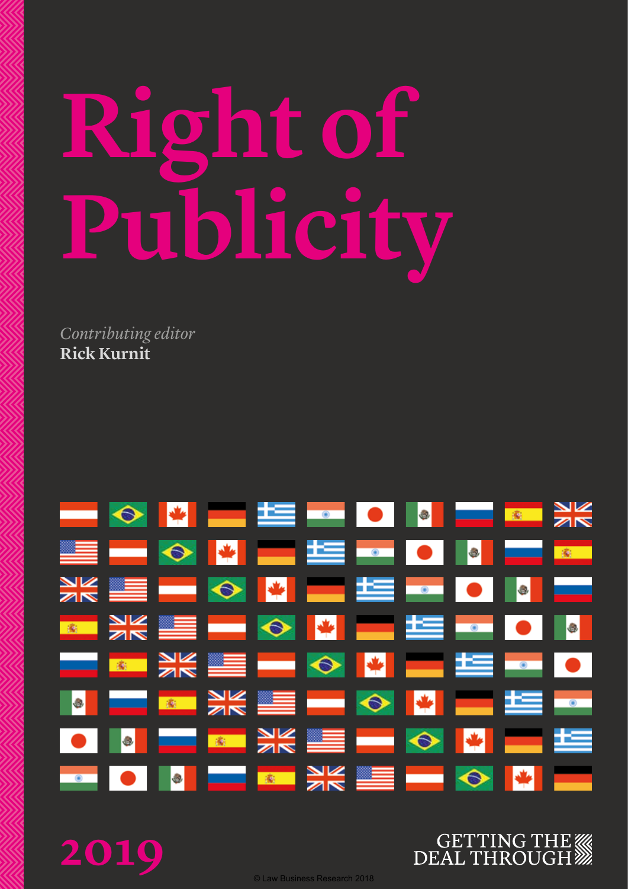# Right of Publicity

*Contributing editor*
**Rick Kurnit**

2019

GETTING THE DEAL THROUGH

© Law Business Research 2018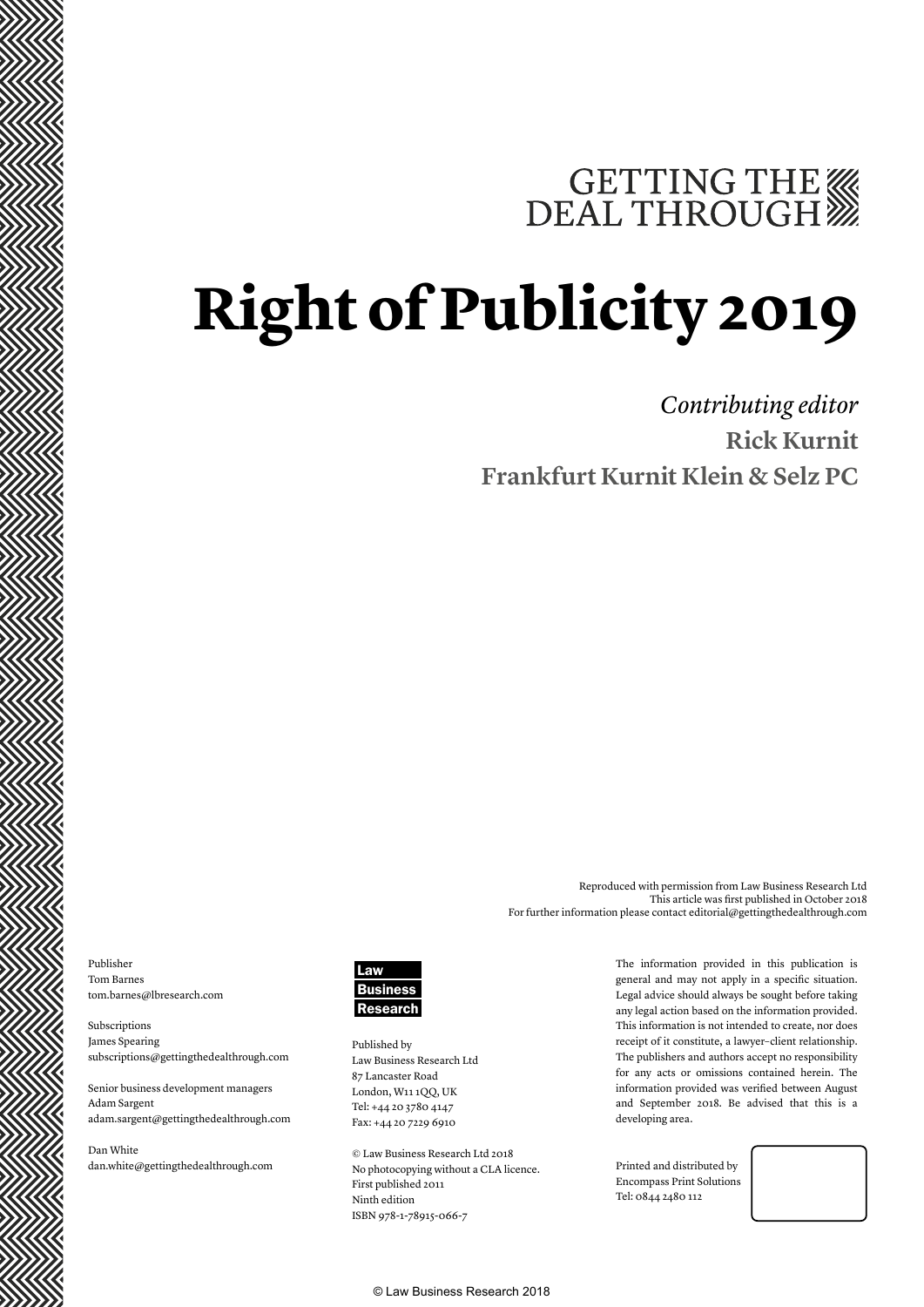GETTING THE DEAL THROUGH

# Right of Publicity 2019

*Contributing editor*

**Rick Kurnit**

**Frankfurt Kurnit Klein & Selz PC**

Reproduced with permission from Law Business Research Ltd
This article was first published in October 2018
For further information please contact editorial@gettingthedealthrough.com

Publisher
Tom Barnes
tom.barnes@lbresearch.com

Subscriptions
James Spearing
subscriptions@gettingthedealthrough.com

Senior business development managers
Adam Sargent
adam.sargent@gettingthedealthrough.com

Dan White
dan.white@gettingthedealthrough.com

Law Business Research

Published by
Law Business Research Ltd
87 Lancaster Road
London, W11 1QQ, UK
Tel: +44 20 3780 4147
Fax: +44 20 7229 6910

© Law Business Research Ltd 2018
No photocopying without a CLA licence.
First published 2011
Ninth edition
ISBN 978-1-78915-066-7

The information provided in this publication is general and may not apply in a specific situation. Legal advice should always be sought before taking any legal action based on the information provided. This information is not intended to create, nor does receipt of it constitute, a lawyer–client relationship. The publishers and authors accept no responsibility for any acts or omissions contained herein. The information provided was verified between August and September 2018. Be advised that this is a developing area.

Printed and distributed by
Encompass Print Solutions
Tel: 0844 2480 112

© Law Business Research 2018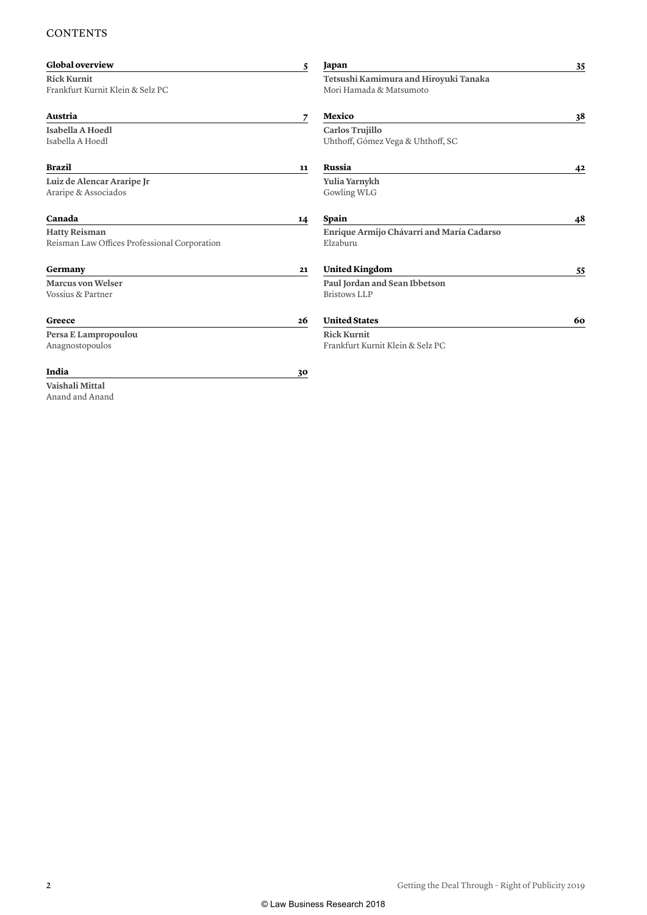# CONTENTS

**Global overview** 5

**Rick Kurnit**
Frankfurt Kurnit Klein & Selz PC

**Austria** 7

**Isabella A Hoedl**
Isabella A Hoedl

**Brazil** 11

**Luiz de Alencar Araripe Jr**
Araripe & Associados

**Canada** 14

**Hatty Reisman**
Reisman Law Offices Professional Corporation

**Germany** 21

**Marcus von Welser**
Vossius & Partner

**Greece** 26

**Persa E Lampropoulou**
Anagnostopoulos

**India** 30

**Vaishali Mittal**
Anand and Anand

**Japan** 35

**Tetsushi Kamimura and Hiroyuki Tanaka**
Mori Hamada & Matsumoto

**Mexico** 38

**Carlos Trujillo**
Uhthoff, Gómez Vega & Uhthoff, SC

**Russia** 42

**Yulia Yarnykh**
Gowling WLG

**Spain** 48

**Enrique Armijo Chávarri and María Cadarso**
Elzaburu

**United Kingdom** 55

**Paul Jordan and Sean Ibbetson**
Bristows LLP

**United States** 60

**Rick Kurnit**
Frankfurt Kurnit Klein & Selz PC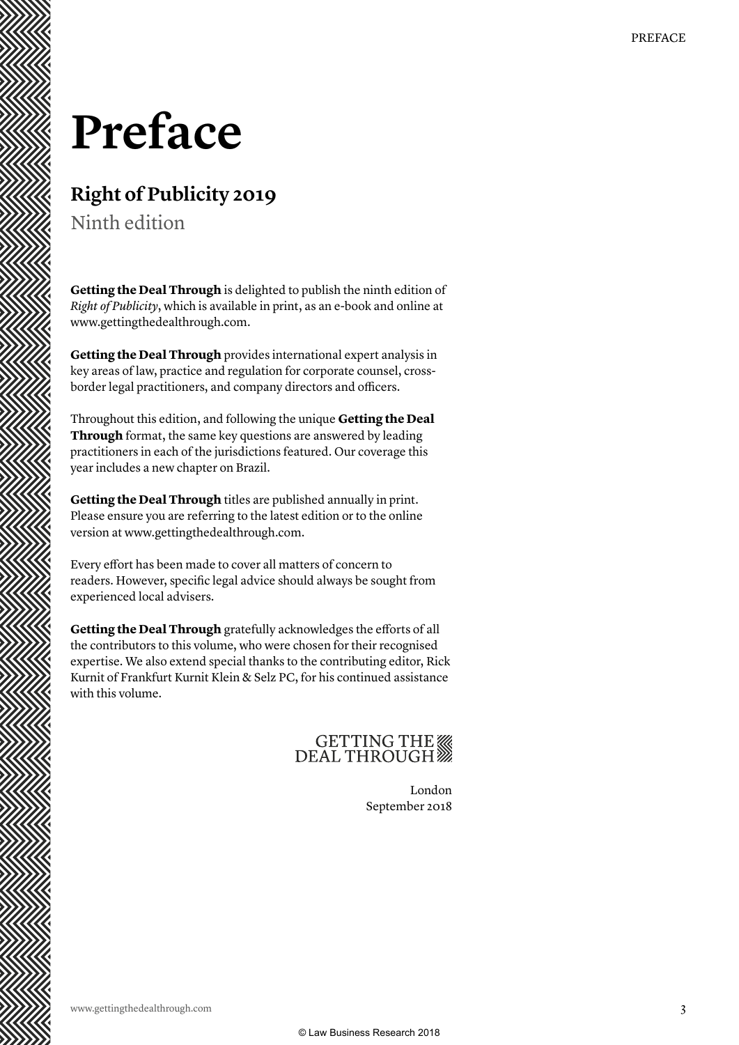# Preface

## Right of Publicity 2019

Ninth edition

**Getting the Deal Through** is delighted to publish the ninth edition of *Right of Publicity*, which is available in print, as an e-book and online at www.gettingthedealthrough.com.

**Getting the Deal Through** provides international expert analysis in key areas of law, practice and regulation for corporate counsel, cross-border legal practitioners, and company directors and officers.

Throughout this edition, and following the unique **Getting the Deal Through** format, the same key questions are answered by leading practitioners in each of the jurisdictions featured. Our coverage this year includes a new chapter on Brazil.

**Getting the Deal Through** titles are published annually in print. Please ensure you are referring to the latest edition or to the online version at www.gettingthedealthrough.com.

Every effort has been made to cover all matters of concern to readers. However, specific legal advice should always be sought from experienced local advisers.

**Getting the Deal Through** gratefully acknowledges the efforts of all the contributors to this volume, who were chosen for their recognised expertise. We also extend special thanks to the contributing editor, Rick Kurnit of Frankfurt Kurnit Klein & Selz PC, for his continued assistance with this volume.

GETTING THE DEAL THROUGH

London
September 2018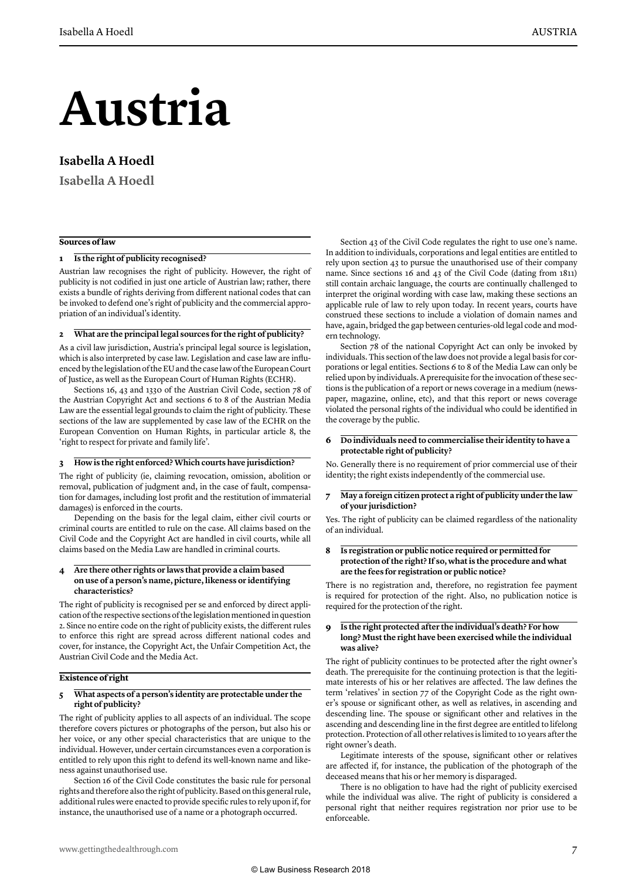# Austria

## Isabella A Hoedl

**Isabella A Hoedl**

### Sources of law

#### 1 Is the right of publicity recognised?

Austrian law recognises the right of publicity. However, the right of publicity is not codified in just one article of Austrian law; rather, there exists a bundle of rights deriving from different national codes that can be invoked to defend one's right of publicity and the commercial appropriation of an individual's identity.

#### 2 What are the principal legal sources for the right of publicity?

As a civil law jurisdiction, Austria's principal legal source is legislation, which is also interpreted by case law. Legislation and case law are influenced by the legislation of the EU and the case law of the European Court of Justice, as well as the European Court of Human Rights (ECHR).

Sections 16, 43 and 1330 of the Austrian Civil Code, section 78 of the Austrian Copyright Act and sections 6 to 8 of the Austrian Media Law are the essential legal grounds to claim the right of publicity. These sections of the law are supplemented by case law of the ECHR on the European Convention on Human Rights, in particular article 8, the 'right to respect for private and family life'.

#### 3 How is the right enforced? Which courts have jurisdiction?

The right of publicity (ie, claiming revocation, omission, abolition or removal, publication of judgment and, in the case of fault, compensation for damages, including lost profit and the restitution of immaterial damages) is enforced in the courts.

Depending on the basis for the legal claim, either civil courts or criminal courts are entitled to rule on the case. All claims based on the Civil Code and the Copyright Act are handled in civil courts, while all claims based on the Media Law are handled in criminal courts.

#### 4 Are there other rights or laws that provide a claim based on use of a person's name, picture, likeness or identifying characteristics?

The right of publicity is recognised per se and enforced by direct application of the respective sections of the legislation mentioned in question 2. Since no entire code on the right of publicity exists, the different rules to enforce this right are spread across different national codes and cover, for instance, the Copyright Act, the Unfair Competition Act, the Austrian Civil Code and the Media Act.

### Existence of right

#### 5 What aspects of a person's identity are protectable under the right of publicity?

The right of publicity applies to all aspects of an individual. The scope therefore covers pictures or photographs of the person, but also his or her voice, or any other special characteristics that are unique to the individual. However, under certain circumstances even a corporation is entitled to rely upon this right to defend its well-known name and likeness against unauthorised use.

Section 16 of the Civil Code constitutes the basic rule for personal rights and therefore also the right of publicity. Based on this general rule, additional rules were enacted to provide specific rules to rely upon if, for instance, the unauthorised use of a name or a photograph occurred.

Section 43 of the Civil Code regulates the right to use one's name. In addition to individuals, corporations and legal entities are entitled to rely upon section 43 to pursue the unauthorised use of their company name. Since sections 16 and 43 of the Civil Code (dating from 1811) still contain archaic language, the courts are continually challenged to interpret the original wording with case law, making these sections an applicable rule of law to rely upon today. In recent years, courts have construed these sections to include a violation of domain names and have, again, bridged the gap between centuries-old legal code and modern technology.

Section 78 of the national Copyright Act can only be invoked by individuals. This section of the law does not provide a legal basis for corporations or legal entities. Sections 6 to 8 of the Media Law can only be relied upon by individuals. A prerequisite for the invocation of these sections is the publication of a report or news coverage in a medium (newspaper, magazine, online, etc), and that this report or news coverage violated the personal rights of the individual who could be identified in the coverage by the public.

#### 6 Do individuals need to commercialise their identity to have a protectable right of publicity?

No. Generally there is no requirement of prior commercial use of their identity; the right exists independently of the commercial use.

#### 7 May a foreign citizen protect a right of publicity under the law of your jurisdiction?

Yes. The right of publicity can be claimed regardless of the nationality of an individual.

#### 8 Is registration or public notice required or permitted for protection of the right? If so, what is the procedure and what are the fees for registration or public notice?

There is no registration and, therefore, no registration fee payment is required for protection of the right. Also, no publication notice is required for the protection of the right.

#### 9 Is the right protected after the individual's death? For how long? Must the right have been exercised while the individual was alive?

The right of publicity continues to be protected after the right owner's death. The prerequisite for the continuing protection is that the legitimate interests of his or her relatives are affected. The law defines the term 'relatives' in section 77 of the Copyright Code as the right owner's spouse or significant other, as well as relatives, in ascending and descending line. The spouse or significant other and relatives in the ascending and descending line in the first degree are entitled to lifelong protection. Protection of all other relatives is limited to 10 years after the right owner's death.

Legitimate interests of the spouse, significant other or relatives are affected if, for instance, the publication of the photograph of the deceased means that his or her memory is disparaged.

There is no obligation to have had the right of publicity exercised while the individual was alive. The right of publicity is considered a personal right that neither requires registration nor prior use to be enforceable.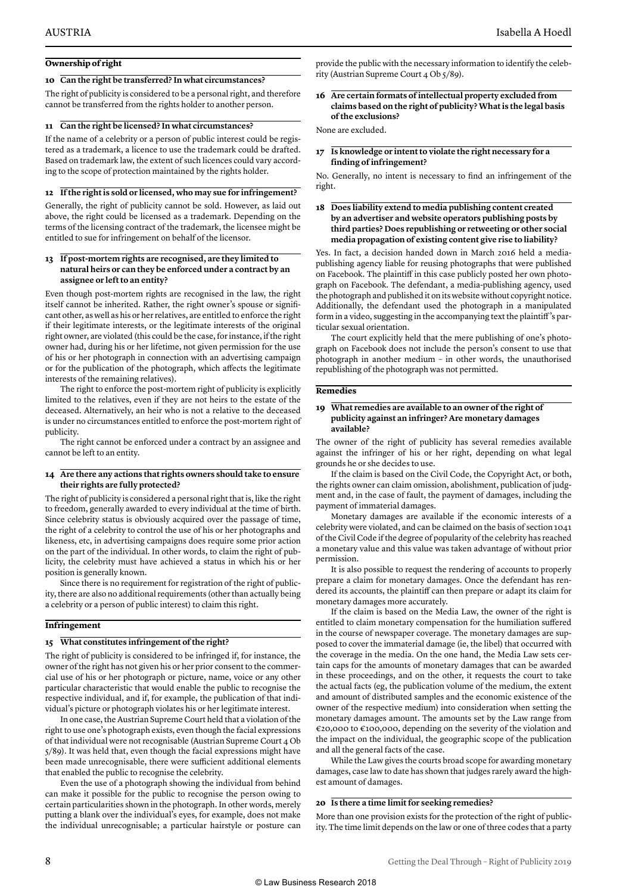## Ownership of right

### 10 Can the right be transferred? In what circumstances?

The right of publicity is considered to be a personal right, and therefore cannot be transferred from the rights holder to another person.

### 11 Can the right be licensed? In what circumstances?

If the name of a celebrity or a person of public interest could be registered as a trademark, a licence to use the trademark could be drafted. Based on trademark law, the extent of such licences could vary according to the scope of protection maintained by the rights holder.

### 12 If the right is sold or licensed, who may sue for infringement?

Generally, the right of publicity cannot be sold. However, as laid out above, the right could be licensed as a trademark. Depending on the terms of the licensing contract of the trademark, the licensee might be entitled to sue for infringement on behalf of the licensor.

### 13 If post-mortem rights are recognised, are they limited to natural heirs or can they be enforced under a contract by an assignee or left to an entity?

Even though post-mortem rights are recognised in the law, the right itself cannot be inherited. Rather, the right owner's spouse or significant other, as well as his or her relatives, are entitled to enforce the right if their legitimate interests, or the legitimate interests of the original right owner, are violated (this could be the case, for instance, if the right owner had, during his or her lifetime, not given permission for the use of his or her photograph in connection with an advertising campaign or for the publication of the photograph, which affects the legitimate interests of the remaining relatives).

The right to enforce the post-mortem right of publicity is explicitly limited to the relatives, even if they are not heirs to the estate of the deceased. Alternatively, an heir who is not a relative to the deceased is under no circumstances entitled to enforce the post-mortem right of publicity.

The right cannot be enforced under a contract by an assignee and cannot be left to an entity.

### 14 Are there any actions that rights owners should take to ensure their rights are fully protected?

The right of publicity is considered a personal right that is, like the right to freedom, generally awarded to every individual at the time of birth. Since celebrity status is obviously acquired over the passage of time, the right of a celebrity to control the use of his or her photographs and likeness, etc, in advertising campaigns does require some prior action on the part of the individual. In other words, to claim the right of publicity, the celebrity must have achieved a status in which his or her position is generally known.

Since there is no requirement for registration of the right of publicity, there are also no additional requirements (other than actually being a celebrity or a person of public interest) to claim this right.

## Infringement

### 15 What constitutes infringement of the right?

The right of publicity is considered to be infringed if, for instance, the owner of the right has not given his or her prior consent to the commercial use of his or her photograph or picture, name, voice or any other particular characteristic that would enable the public to recognise the respective individual, and if, for example, the publication of that individual's picture or photograph violates his or her legitimate interest.

In one case, the Austrian Supreme Court held that a violation of the right to use one's photograph exists, even though the facial expressions of that individual were not recognisable (Austrian Supreme Court 4 Ob 5/89). It was held that, even though the facial expressions might have been made unrecognisable, there were sufficient additional elements that enabled the public to recognise the celebrity.

Even the use of a photograph showing the individual from behind can make it possible for the public to recognise the person owing to certain particularities shown in the photograph. In other words, merely putting a blank over the individual's eyes, for example, does not make the individual unrecognisable; a particular hairstyle or posture can provide the public with the necessary information to identify the celebrity (Austrian Supreme Court 4 Ob 5/89).

### 16 Are certain formats of intellectual property excluded from claims based on the right of publicity? What is the legal basis of the exclusions?

None are excluded.

### 17 Is knowledge or intent to violate the right necessary for a finding of infringement?

No. Generally, no intent is necessary to find an infringement of the right.

### 18 Does liability extend to media publishing content created by an advertiser and website operators publishing posts by third parties? Does republishing or retweeting or other social media propagation of existing content give rise to liability?

Yes. In fact, a decision handed down in March 2016 held a media-publishing agency liable for reusing photographs that were published on Facebook. The plaintiff in this case publicly posted her own photograph on Facebook. The defendant, a media-publishing agency, used the photograph and published it on its website without copyright notice. Additionally, the defendant used the photograph in a manipulated form in a video, suggesting in the accompanying text the plaintiff's particular sexual orientation.

The court explicitly held that the mere publishing of one's photograph on Facebook does not include the person's consent to use that photograph in another medium – in other words, the unauthorised republishing of the photograph was not permitted.

## Remedies

### 19 What remedies are available to an owner of the right of publicity against an infringer? Are monetary damages available?

The owner of the right of publicity has several remedies available against the infringer of his or her right, depending on what legal grounds he or she decides to use.

If the claim is based on the Civil Code, the Copyright Act, or both, the rights owner can claim omission, abolishment, publication of judgment and, in the case of fault, the payment of damages, including the payment of immaterial damages.

Monetary damages are available if the economic interests of a celebrity were violated, and can be claimed on the basis of section 1041 of the Civil Code if the degree of popularity of the celebrity has reached a monetary value and this value was taken advantage of without prior permission.

It is also possible to request the rendering of accounts to properly prepare a claim for monetary damages. Once the defendant has rendered its accounts, the plaintiff can then prepare or adapt its claim for monetary damages more accurately.

If the claim is based on the Media Law, the owner of the right is entitled to claim monetary compensation for the humiliation suffered in the course of newspaper coverage. The monetary damages are supposed to cover the immaterial damage (ie, the libel) that occurred with the coverage in the media. On the one hand, the Media Law sets certain caps for the amounts of monetary damages that can be awarded in these proceedings, and on the other, it requests the court to take the actual facts (eg, the publication volume of the medium, the extent and amount of distributed samples and the economic existence of the owner of the respective medium) into consideration when setting the monetary damages amount. The amounts set by the Law range from €20,000 to €100,000, depending on the severity of the violation and the impact on the individual, the geographic scope of the publication and all the general facts of the case.

While the Law gives the courts broad scope for awarding monetary damages, case law to date has shown that judges rarely award the highest amount of damages.

### 20 Is there a time limit for seeking remedies?

More than one provision exists for the protection of the right of publicity. The time limit depends on the law or one of three codes that a party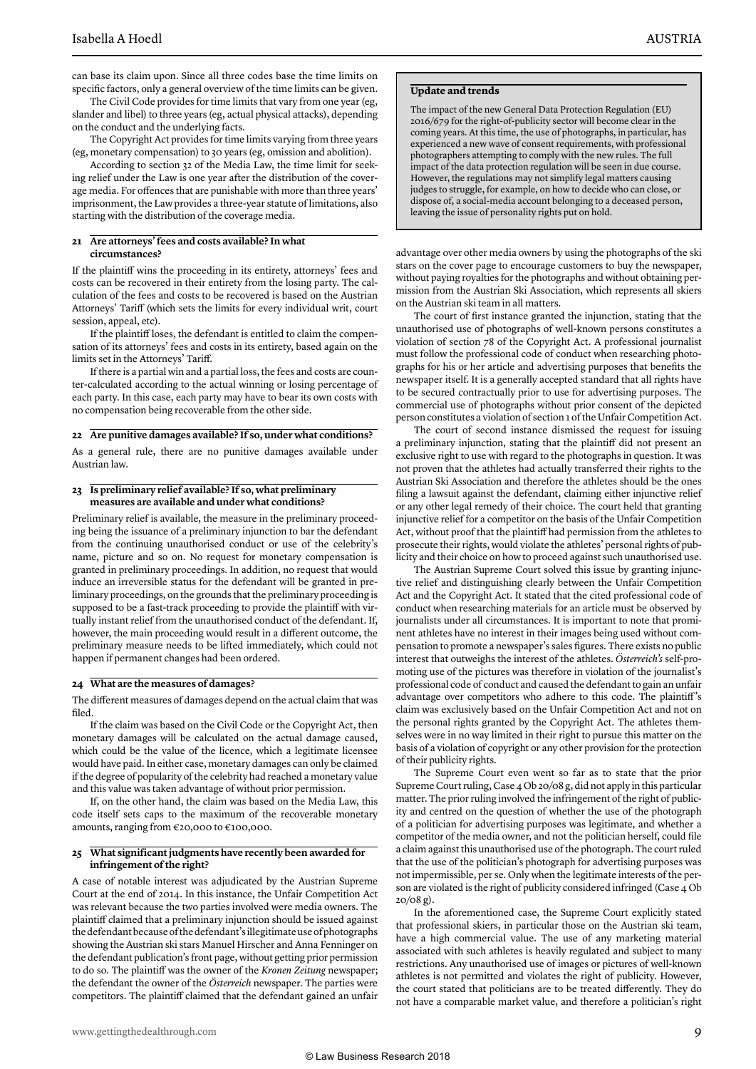can base its claim upon. Since all three codes base the time limits on specific factors, only a general overview of the time limits can be given.

The Civil Code provides for time limits that vary from one year (eg, slander and libel) to three years (eg, actual physical attacks), depending on the conduct and the underlying facts.

The Copyright Act provides for time limits varying from three years (eg, monetary compensation) to 30 years (eg, omission and abolition).

According to section 32 of the Media Law, the time limit for seeking relief under the Law is one year after the distribution of the coverage media. For offences that are punishable with more than three years' imprisonment, the Law provides a three-year statute of limitations, also starting with the distribution of the coverage media.

### 21 Are attorneys' fees and costs available? In what circumstances?

If the plaintiff wins the proceeding in its entirety, attorneys' fees and costs can be recovered in their entirety from the losing party. The calculation of the fees and costs to be recovered is based on the Austrian Attorneys' Tariff (which sets the limits for every individual writ, court session, appeal, etc).

If the plaintiff loses, the defendant is entitled to claim the compensation of its attorneys' fees and costs in its entirety, based again on the limits set in the Attorneys' Tariff.

If there is a partial win and a partial loss, the fees and costs are counter-calculated according to the actual winning or losing percentage of each party. In this case, each party may have to bear its own costs with no compensation being recoverable from the other side.

### 22 Are punitive damages available? If so, under what conditions?

As a general rule, there are no punitive damages available under Austrian law.

### 23 Is preliminary relief available? If so, what preliminary measures are available and under what conditions?

Preliminary relief is available, the measure in the preliminary proceeding being the issuance of a preliminary injunction to bar the defendant from the continuing unauthorised conduct or use of the celebrity's name, picture and so on. No request for monetary compensation is granted in preliminary proceedings. In addition, no request that would induce an irreversible status for the defendant will be granted in preliminary proceedings, on the grounds that the preliminary proceeding is supposed to be a fast-track proceeding to provide the plaintiff with virtually instant relief from the unauthorised conduct of the defendant. If, however, the main proceeding would result in a different outcome, the preliminary measure needs to be lifted immediately, which could not happen if permanent changes had been ordered.

### 24 What are the measures of damages?

The different measures of damages depend on the actual claim that was filed.

If the claim was based on the Civil Code or the Copyright Act, then monetary damages will be calculated on the actual damage caused, which could be the value of the licence, which a legitimate licensee would have paid. In either case, monetary damages can only be claimed if the degree of popularity of the celebrity had reached a monetary value and this value was taken advantage of without prior permission.

If, on the other hand, the claim was based on the Media Law, this code itself sets caps to the maximum of the recoverable monetary amounts, ranging from €20,000 to €100,000.

### 25 What significant judgments have recently been awarded for infringement of the right?

A case of notable interest was adjudicated by the Austrian Supreme Court at the end of 2014. In this instance, the Unfair Competition Act was relevant because the two parties involved were media owners. The plaintiff claimed that a preliminary injunction should be issued against the defendant because of the defendant's illegitimate use of photographs showing the Austrian ski stars Manuel Hirscher and Anna Fenninger on the defendant publication's front page, without getting prior permission to do so. The plaintiff was the owner of the *Kronen Zeitung* newspaper; the defendant the owner of the *Österreich* newspaper. The parties were competitors. The plaintiff claimed that the defendant gained an unfair advantage over other media owners by using the photographs of the ski stars on the cover page to encourage customers to buy the newspaper, without paying royalties for the photographs and without obtaining permission from the Austrian Ski Association, which represents all skiers on the Austrian ski team in all matters.

The court of first instance granted the injunction, stating that the unauthorised use of photographs of well-known persons constitutes a violation of section 78 of the Copyright Act. A professional journalist must follow the professional code of conduct when researching photographs for his or her article and advertising purposes that benefits the newspaper itself. It is a generally accepted standard that all rights have to be secured contractually prior to use for advertising purposes. The commercial use of photographs without prior consent of the depicted person constitutes a violation of section 1 of the Unfair Competition Act.

The court of second instance dismissed the request for issuing a preliminary injunction, stating that the plaintiff did not present an exclusive right to use with regard to the photographs in question. It was not proven that the athletes had actually transferred their rights to the Austrian Ski Association and therefore the athletes should be the ones filing a lawsuit against the defendant, claiming either injunctive relief or any other legal remedy of their choice. The court held that granting injunctive relief for a competitor on the basis of the Unfair Competition Act, without proof that the plaintiff had permission from the athletes to prosecute their rights, would violate the athletes' personal rights of publicity and their choice on how to proceed against such unauthorised use.

The Austrian Supreme Court solved this issue by granting injunctive relief and distinguishing clearly between the Unfair Competition Act and the Copyright Act. It stated that the cited professional code of conduct when researching materials for an article must be observed by journalists under all circumstances. It is important to note that prominent athletes have no interest in their images being used without compensation to promote a newspaper's sales figures. There exists no public interest that outweighs the interest of the athletes. *Österreich's* self-promoting use of the pictures was therefore in violation of the journalist's professional code of conduct and caused the defendant to gain an unfair advantage over competitors who adhere to this code. The plaintiff's claim was exclusively based on the Unfair Competition Act and not on the personal rights granted by the Copyright Act. The athletes themselves were in no way limited in their right to pursue this matter on the basis of a violation of copyright or any other provision for the protection of their publicity rights.

The Supreme Court even went so far as to state that the prior Supreme Court ruling, Case 4 Ob 20/08 g, did not apply in this particular matter. The prior ruling involved the infringement of the right of publicity and centred on the question of whether the use of the photograph of a politician for advertising purposes was legitimate, and whether a competitor of the media owner, and not the politician herself, could file a claim against this unauthorised use of the photograph. The court ruled that the use of the politician's photograph for advertising purposes was not impermissible, per se. Only when the legitimate interests of the person are violated is the right of publicity considered infringed (Case 4 Ob 20/08 g).

In the aforementioned case, the Supreme Court explicitly stated that professional skiers, in particular those on the Austrian ski team, have a high commercial value. The use of any marketing material associated with such athletes is heavily regulated and subject to many restrictions. Any unauthorised use of images or pictures of well-known athletes is not permitted and violates the right of publicity. However, the court stated that politicians are to be treated differently. They do not have a comparable market value, and therefore a politician's right

---

**Update and trends**

The impact of the new General Data Protection Regulation (EU) 2016/679 for the right-of-publicity sector will become clear in the coming years. At this time, the use of photographs, in particular, has experienced a new wave of consent requirements, with professional photographers attempting to comply with the new rules. The full impact of the data protection regulation will be seen in due course. However, the regulations may not simplify legal matters causing judges to struggle, for example, on how to decide who can close, or dispose of, a social-media account belonging to a deceased person, leaving the issue of personality rights put on hold.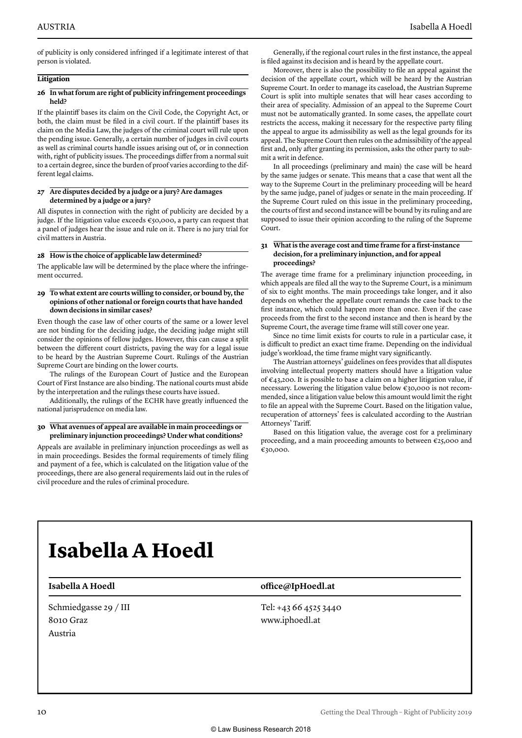of publicity is only considered infringed if a legitimate interest of that person is violated.

## Litigation

### 26 In what forum are right of publicity infringement proceedings held?

If the plaintiff bases its claim on the Civil Code, the Copyright Act, or both, the claim must be filed in a civil court. If the plaintiff bases its claim on the Media Law, the judges of the criminal court will rule upon the pending issue. Generally, a certain number of judges in civil courts as well as criminal courts handle issues arising out of, or in connection with, right of publicity issues. The proceedings differ from a normal suit to a certain degree, since the burden of proof varies according to the different legal claims.

### 27 Are disputes decided by a judge or a jury? Are damages determined by a judge or a jury?

All disputes in connection with the right of publicity are decided by a judge. If the litigation value exceeds €50,000, a party can request that a panel of judges hear the issue and rule on it. There is no jury trial for civil matters in Austria.

### 28 How is the choice of applicable law determined?

The applicable law will be determined by the place where the infringement occurred.

### 29 To what extent are courts willing to consider, or bound by, the opinions of other national or foreign courts that have handed down decisions in similar cases?

Even though the case law of other courts of the same or a lower level are not binding for the deciding judge, the deciding judge might still consider the opinions of fellow judges. However, this can cause a split between the different court districts, paving the way for a legal issue to be heard by the Austrian Supreme Court. Rulings of the Austrian Supreme Court are binding on the lower courts.

The rulings of the European Court of Justice and the European Court of First Instance are also binding. The national courts must abide by the interpretation and the rulings these courts have issued.

Additionally, the rulings of the ECHR have greatly influenced the national jurisprudence on media law.

### 30 What avenues of appeal are available in main proceedings or preliminary injunction proceedings? Under what conditions?

Appeals are available in preliminary injunction proceedings as well as in main proceedings. Besides the formal requirements of timely filing and payment of a fee, which is calculated on the litigation value of the proceedings, there are also general requirements laid out in the rules of civil procedure and the rules of criminal procedure.

Generally, if the regional court rules in the first instance, the appeal is filed against its decision and is heard by the appellate court.

Moreover, there is also the possibility to file an appeal against the decision of the appellate court, which will be heard by the Austrian Supreme Court. In order to manage its caseload, the Austrian Supreme Court is split into multiple senates that will hear cases according to their area of speciality. Admission of an appeal to the Supreme Court must not be automatically granted. In some cases, the appellate court restricts the access, making it necessary for the respective party filing the appeal to argue its admissibility as well as the legal grounds for its appeal. The Supreme Court then rules on the admissibility of the appeal first and, only after granting its permission, asks the other party to submit a writ in defence.

In all proceedings (preliminary and main) the case will be heard by the same judges or senate. This means that a case that went all the way to the Supreme Court in the preliminary proceeding will be heard by the same judge, panel of judges or senate in the main proceeding. If the Supreme Court ruled on this issue in the preliminary proceeding, the courts of first and second instance will be bound by its ruling and are supposed to issue their opinion according to the ruling of the Supreme Court.

### 31 What is the average cost and time frame for a first-instance decision, for a preliminary injunction, and for appeal proceedings?

The average time frame for a preliminary injunction proceeding, in which appeals are filed all the way to the Supreme Court, is a minimum of six to eight months. The main proceedings take longer, and it also depends on whether the appellate court remands the case back to the first instance, which could happen more than once. Even if the case proceeds from the first to the second instance and then is heard by the Supreme Court, the average time frame will still cover one year.

Since no time limit exists for courts to rule in a particular case, it is difficult to predict an exact time frame. Depending on the individual judge's workload, the time frame might vary significantly.

The Austrian attorneys' guidelines on fees provides that all disputes involving intellectual property matters should have a litigation value of €43,200. It is possible to base a claim on a higher litigation value, if necessary. Lowering the litigation value below €30,000 is not recommended, since a litigation value below this amount would limit the right to file an appeal with the Supreme Court. Based on the litigation value, recuperation of attorneys' fees is calculated according to the Austrian Attorneys' Tariff.

Based on this litigation value, the average cost for a preliminary proceeding, and a main proceeding amounts to between €25,000 and €30,000.

# Isabella A Hoedl

**Isabella A Hoedl**

Schmiedgasse 29 / III
8010 Graz
Austria

**office@IpHoedl.at**

Tel: +43 66 4525 3440
www.iphoedl.at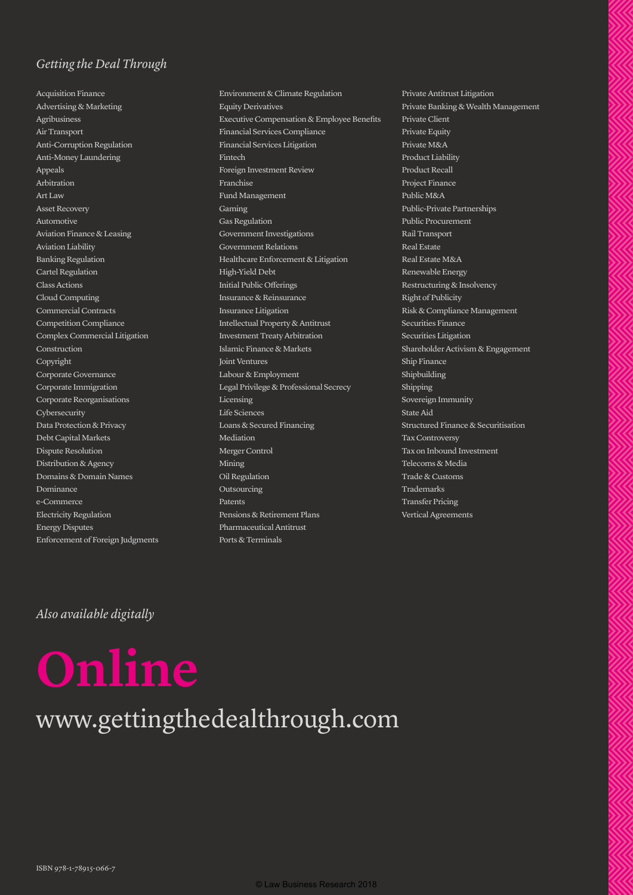*Getting the Deal Through*

Acquisition Finance
Advertising & Marketing
Agribusiness
Air Transport
Anti-Corruption Regulation
Anti-Money Laundering
Appeals
Arbitration
Art Law
Asset Recovery
Automotive
Aviation Finance & Leasing
Aviation Liability
Banking Regulation
Cartel Regulation
Class Actions
Cloud Computing
Commercial Contracts
Competition Compliance
Complex Commercial Litigation
Construction
Copyright
Corporate Governance
Corporate Immigration
Corporate Reorganisations
Cybersecurity
Data Protection & Privacy
Debt Capital Markets
Dispute Resolution
Distribution & Agency
Domains & Domain Names
Dominance
e-Commerce
Electricity Regulation
Energy Disputes
Enforcement of Foreign Judgments
Environment & Climate Regulation
Equity Derivatives
Executive Compensation & Employee Benefits
Financial Services Compliance
Financial Services Litigation
Fintech
Foreign Investment Review
Franchise
Fund Management
Gaming
Gas Regulation
Government Investigations
Government Relations
Healthcare Enforcement & Litigation
High-Yield Debt
Initial Public Offerings
Insurance & Reinsurance
Insurance Litigation
Intellectual Property & Antitrust
Investment Treaty Arbitration
Islamic Finance & Markets
Joint Ventures
Labour & Employment
Legal Privilege & Professional Secrecy
Licensing
Life Sciences
Loans & Secured Financing
Mediation
Merger Control
Mining
Oil Regulation
Outsourcing
Patents
Pensions & Retirement Plans
Pharmaceutical Antitrust
Ports & Terminals
Private Antitrust Litigation
Private Banking & Wealth Management
Private Client
Private Equity
Private M&A
Product Liability
Product Recall
Project Finance
Public M&A
Public-Private Partnerships
Public Procurement
Rail Transport
Real Estate
Real Estate M&A
Renewable Energy
Restructuring & Insolvency
Right of Publicity
Risk & Compliance Management
Securities Finance
Securities Litigation
Shareholder Activism & Engagement
Ship Finance
Shipbuilding
Shipping
Sovereign Immunity
State Aid
Structured Finance & Securitisation
Tax Controversy
Tax on Inbound Investment
Telecoms & Media
Trade & Customs
Trademarks
Transfer Pricing
Vertical Agreements

*Also available digitally*

# Online

www.gettingthedealthrough.com

ISBN 978-1-78915-066-7

© Law Business Research 2018